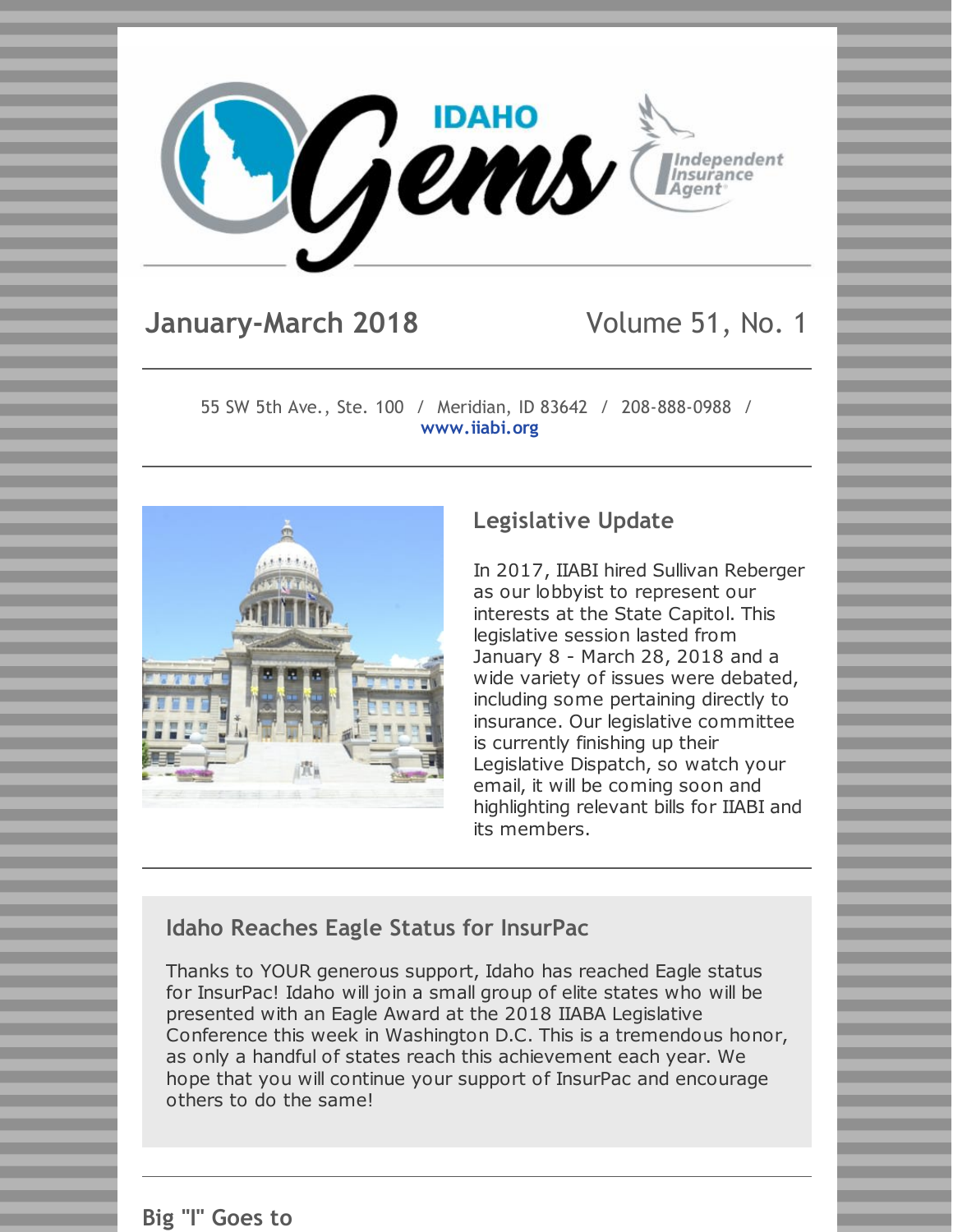# IDAHO Gems

Independent Insurance Agent

**January-March 2018** Volume 51, No. 1

55 SW 5th Ave., Ste. 100 / Meridian, ID 83642 / 208-888-0988 / www.iiabi.org

## Legislative Update

In 2017, IIABI hired Sullivan Reberger as our lobbyist to represent our interests at the State Capitol. This legislative session lasted from January 8 - March 28, 2018 and a wide variety of issues were debated, including some pertaining directly to insurance. Our legislative committee is currently finishing up their Legislative Dispatch, so watch your email, it will be coming soon and highlighting relevant bills for IIABI and its members.

## Idaho Reaches Eagle Status for InsurPac

Thanks to YOUR generous support, Idaho has reached Eagle status for InsurPac! Idaho will join a small group of elite states who will be presented with an Eagle Award at the 2018 IIABA Legislative Conference this week in Washington D.C. This is a tremendous honor, as only a handful of states reach this achievement each year. We hope that you will continue your support of InsurPac and encourage others to do the same!

## Big "I" Goes to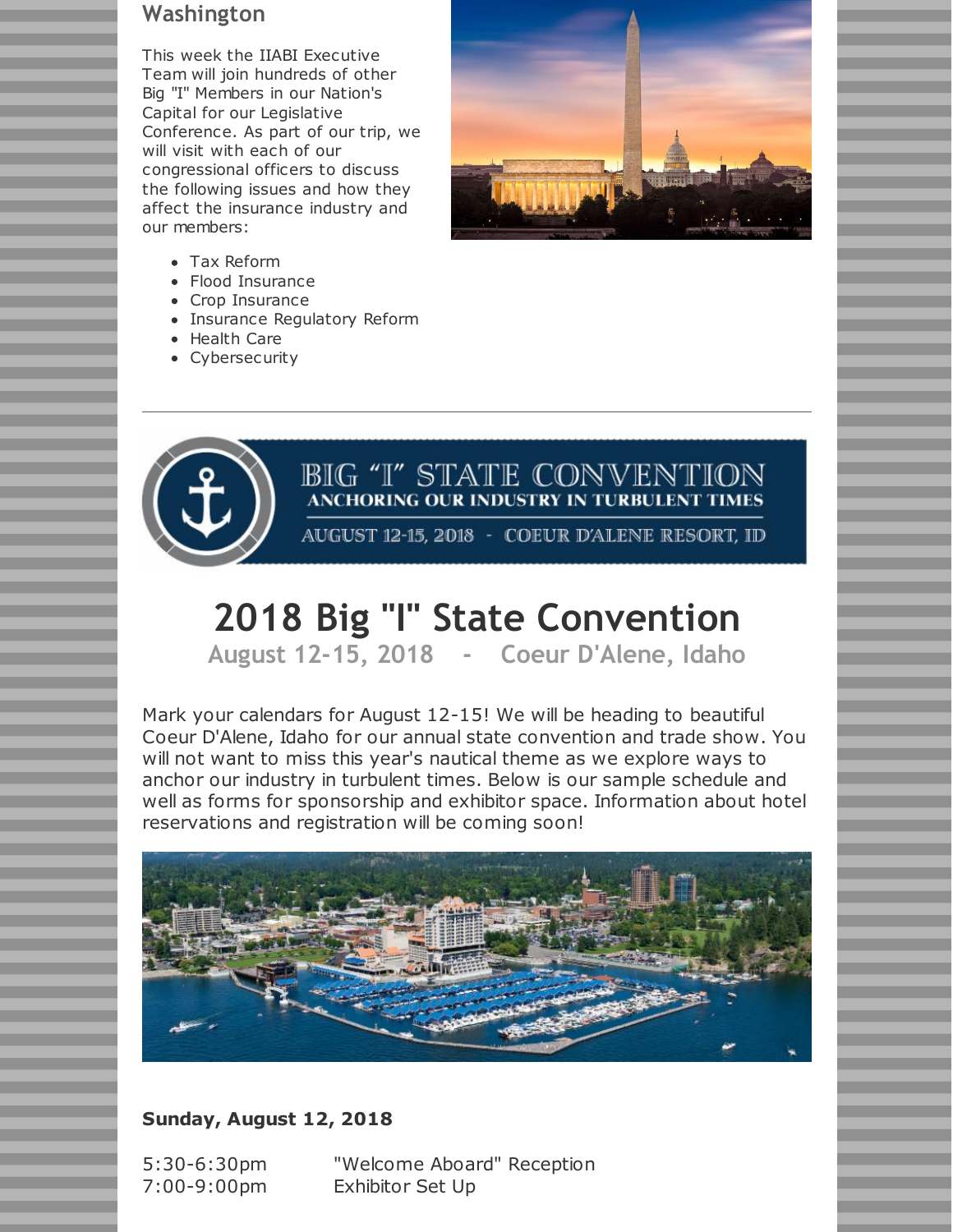## Washington

This week the IIABI Executive Team will join hundreds of other Big "I" Members in our Nation's Capital for our Legislative Conference. As part of our trip, we will visit with each of our congressional officers to discuss the following issues and how they affect the insurance industry and our members:

- Tax Reform
- Flood Insurance
- Crop Insurance
- Insurance Regulatory Reform
- Health Care
- Cybersecurity

---

BIG "I" STATE CONVENTION
ANCHORING OUR INDUSTRY IN TURBULENT TIMES
AUGUST 12-15, 2018 - COEUR D'ALENE RESORT, ID

# 2018 Big "I" State Convention

### August 12-15, 2018 - Coeur D'Alene, Idaho

Mark your calendars for August 12-15! We will be heading to beautiful Coeur D'Alene, Idaho for our annual state convention and trade show. You will not want to miss this year's nautical theme as we explore ways to anchor our industry in turbulent times. Below is our sample schedule and well as forms for sponsorship and exhibitor space. Information about hotel reservations and registration will be coming soon!

**Sunday, August 12, 2018**

| | |
|---|---|
| 5:30-6:30pm | "Welcome Aboard" Reception |
| 7:00-9:00pm | Exhibitor Set Up |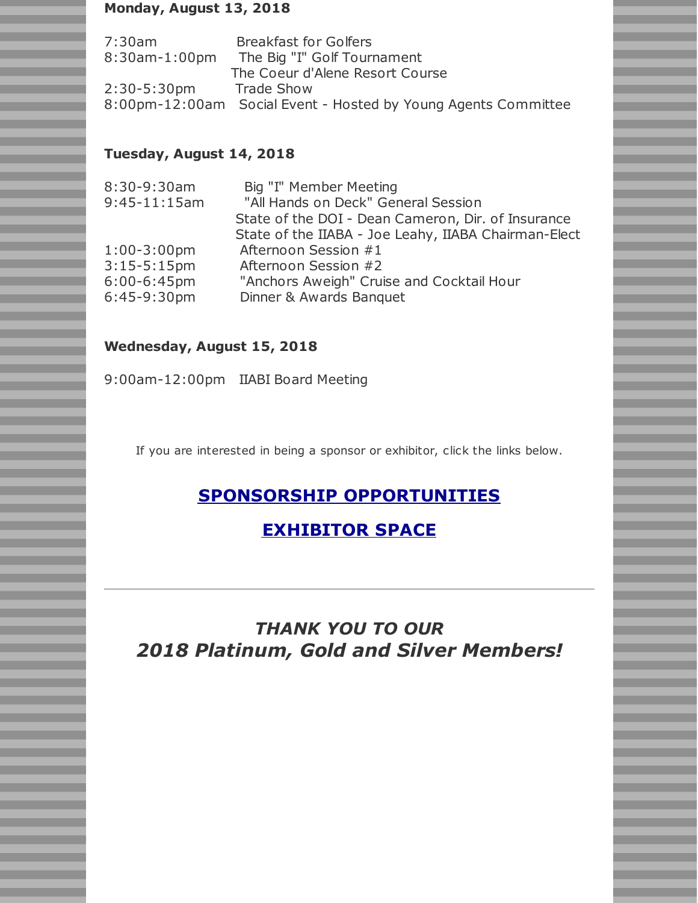**Monday, August 13, 2018**

| | |
|---|---|
| 7:30am | Breakfast for Golfers |
| 8:30am-1:00pm | The Big "I" Golf Tournament |
| | The Coeur d'Alene Resort Course |
| 2:30-5:30pm | Trade Show |
| 8:00pm-12:00am | Social Event - Hosted by Young Agents Committee |

**Tuesday, August 14, 2018**

| | |
|---|---|
| 8:30-9:30am | Big "I" Member Meeting |
| 9:45-11:15am | "All Hands on Deck" General Session |
| | State of the DOI - Dean Cameron, Dir. of Insurance |
| | State of the IIABA - Joe Leahy, IIABA Chairman-Elect |
| 1:00-3:00pm | Afternoon Session #1 |
| 3:15-5:15pm | Afternoon Session #2 |
| 6:00-6:45pm | "Anchors Aweigh" Cruise and Cocktail Hour |
| 6:45-9:30pm | Dinner & Awards Banquet |

**Wednesday, August 15, 2018**

9:00am-12:00pm IIABI Board Meeting

If you are interested in being a sponsor or exhibitor, click the links below.

**SPONSORSHIP OPPORTUNITIES**

**EXHIBITOR SPACE**

---

***THANK YOU TO OUR***
***2018 Platinum, Gold and Silver Members!***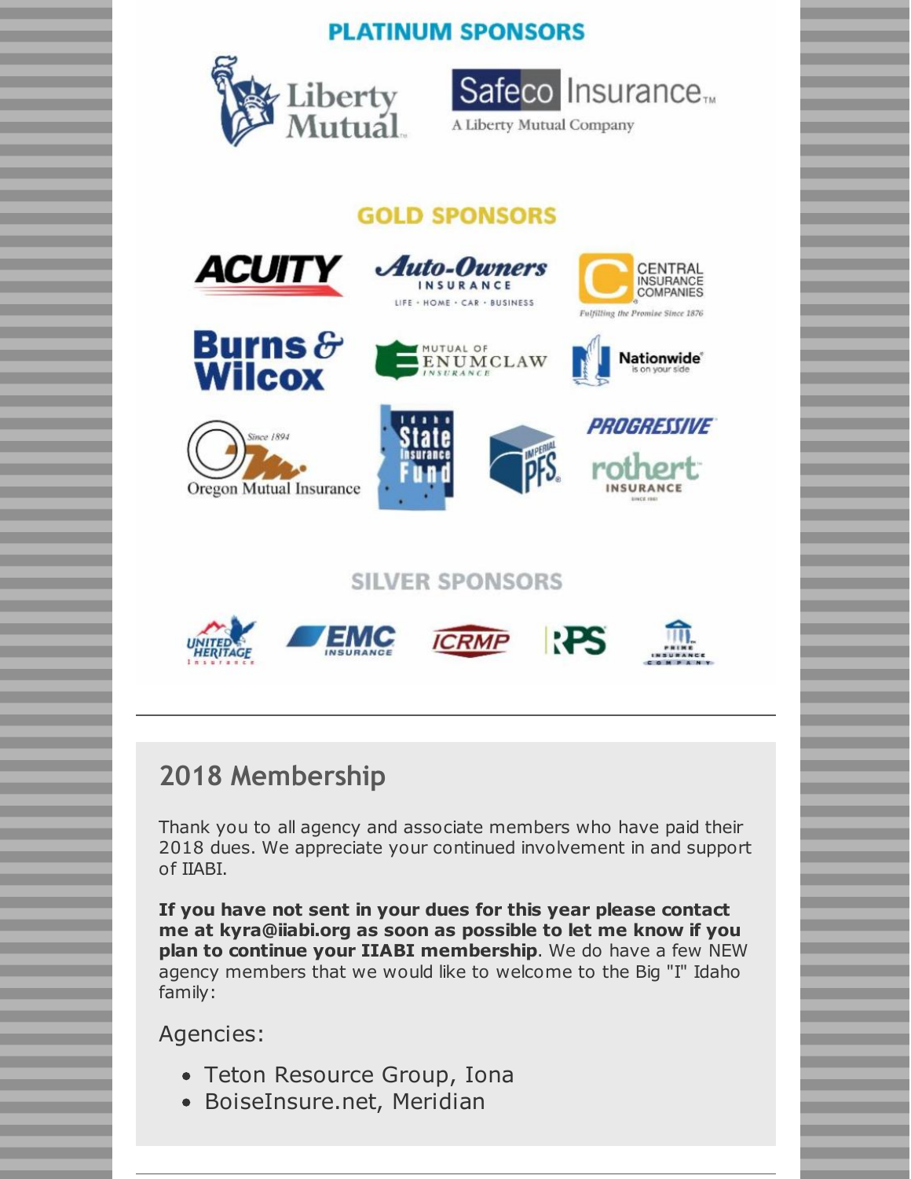## PLATINUM SPONSORS

Liberty Mutual

Safeco Insurance — A Liberty Mutual Company

## GOLD SPONSORS

ACUITY

Auto-Owners Insurance — Life • Home • Car • Business

Central Insurance Companies — Fulfilling the Promise Since 1876

Burns & Wilcox

Mutual of Enumclaw Insurance

Nationwide — is on your side

Oregon Mutual Insurance — Since 1894

Idaho State Insurance Fund

Imperial PFS

Progressive

rothert Insurance

## SILVER SPONSORS

United Heritage Insurance

EMC Insurance

ICRMP

RPS

Prime Insurance Company

---

## 2018 Membership

Thank you to all agency and associate members who have paid their 2018 dues. We appreciate your continued involvement in and support of IIABI.

**If you have not sent in your dues for this year please contact me at kyra@iiabi.org as soon as possible to let me know if you plan to continue your IIABI membership**. We do have a few NEW agency members that we would like to welcome to the Big "I" Idaho family:

Agencies:

- Teton Resource Group, Iona
- BoiseInsure.net, Meridian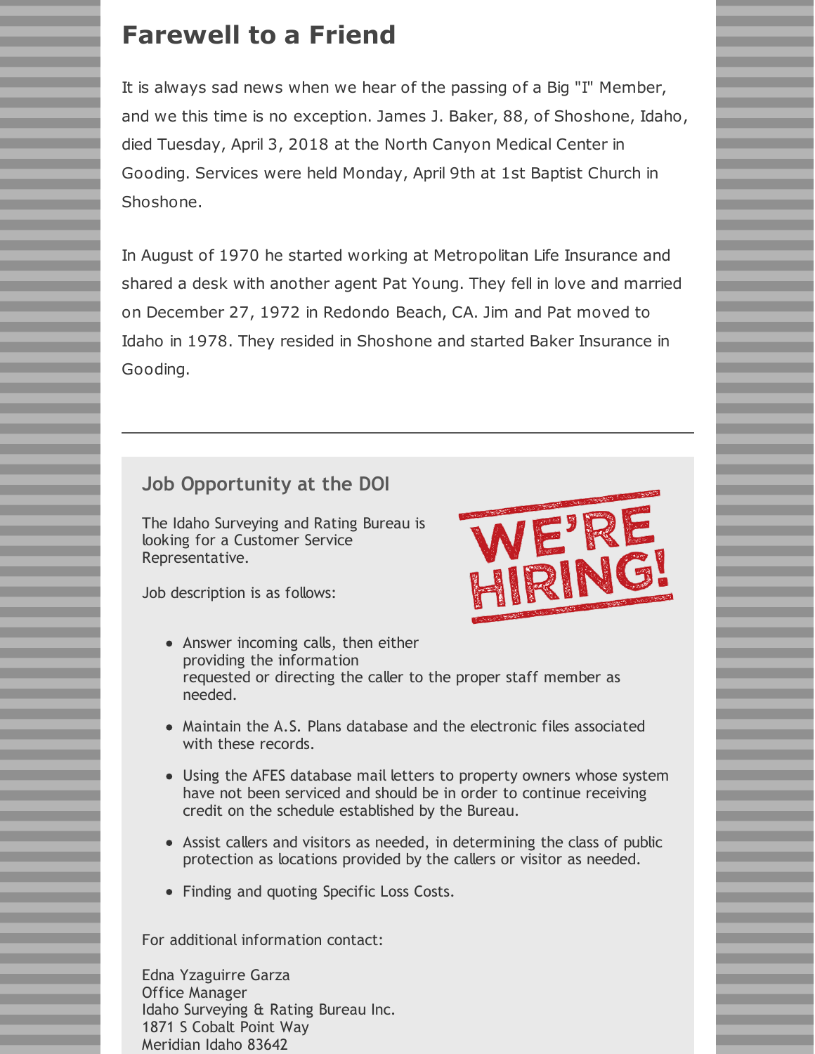# Farewell to a Friend

It is always sad news when we hear of the passing of a Big "I" Member, and we this time is no exception. James J. Baker, 88, of Shoshone, Idaho, died Tuesday, April 3, 2018 at the North Canyon Medical Center in Gooding. Services were held Monday, April 9th at 1st Baptist Church in Shoshone.

In August of 1970 he started working at Metropolitan Life Insurance and shared a desk with another agent Pat Young. They fell in love and married on December 27, 1972 in Redondo Beach, CA. Jim and Pat moved to Idaho in 1978. They resided in Shoshone and started Baker Insurance in Gooding.

---

## Job Opportunity at the DOI

The Idaho Surveying and Rating Bureau is looking for a Customer Service Representative.

WE'RE HIRING!

Job description is as follows:

- Answer incoming calls, then either providing the information requested or directing the caller to the proper staff member as needed.
- Maintain the A.S. Plans database and the electronic files associated with these records.
- Using the AFES database mail letters to property owners whose system have not been serviced and should be in order to continue receiving credit on the schedule established by the Bureau.
- Assist callers and visitors as needed, in determining the class of public protection as locations provided by the callers or visitor as needed.
- Finding and quoting Specific Loss Costs.

For additional information contact:

Edna Yzaguirre Garza
Office Manager
Idaho Surveying & Rating Bureau Inc.
1871 S Cobalt Point Way
Meridian Idaho 83642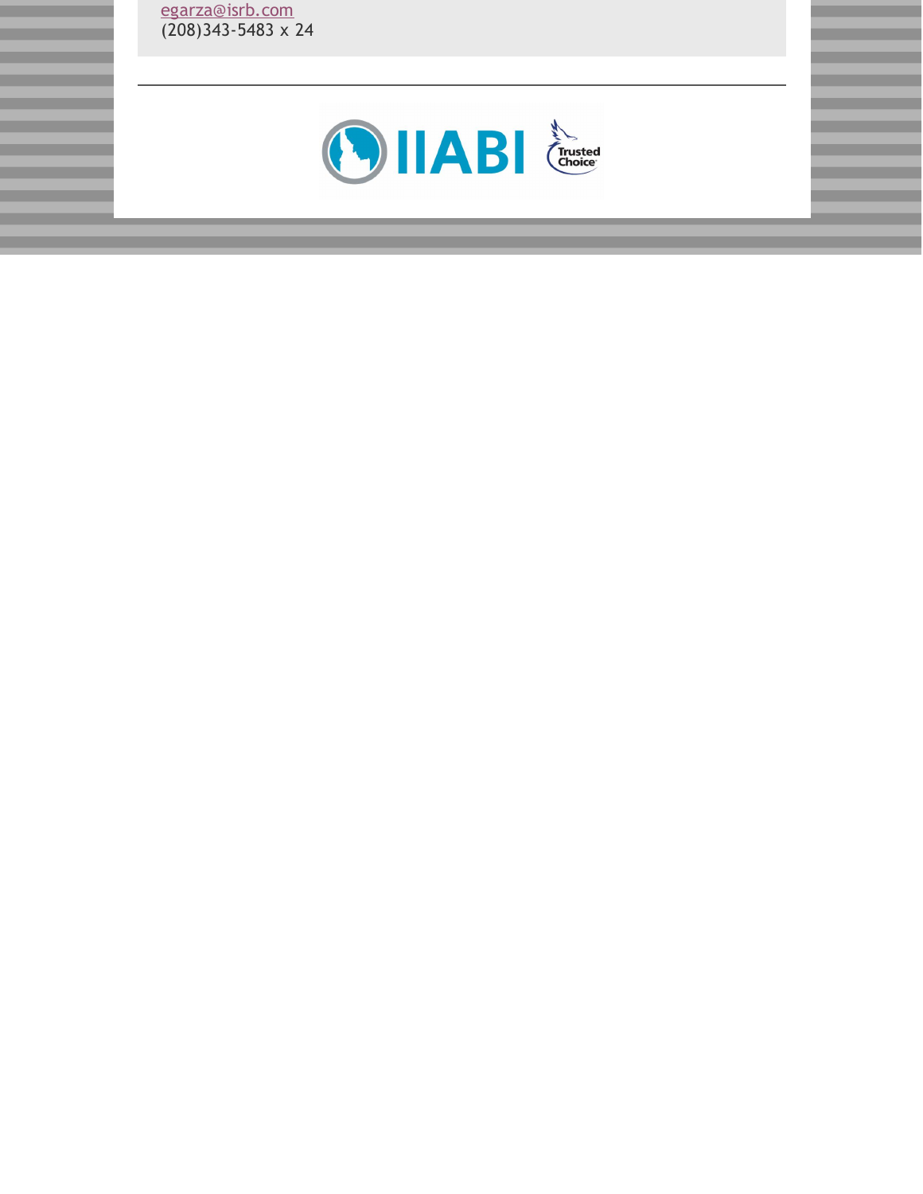[egarza@isrb.com](mailto:egarza@isrb.com)
(208)343-5483 x 24

---